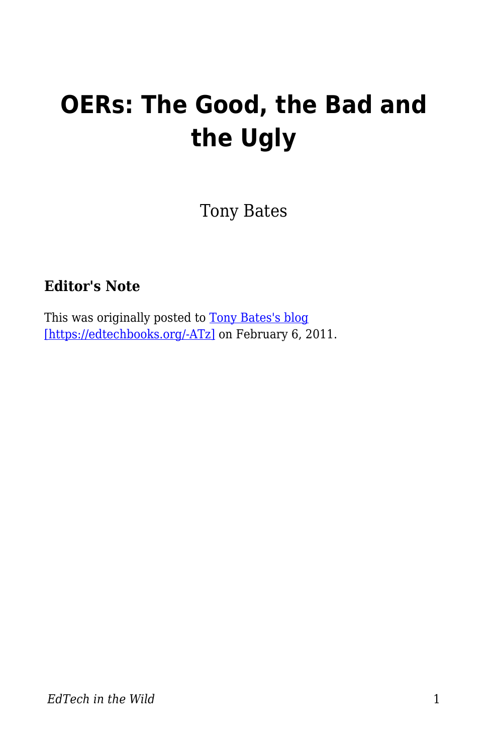# OERs: The Good, the Bad and the Ugly

Tony Bates

### Editor's Note

This was originally posted to Tony Bates's blog [https://edtechbooks.org/-ATz] on February 6, 2011.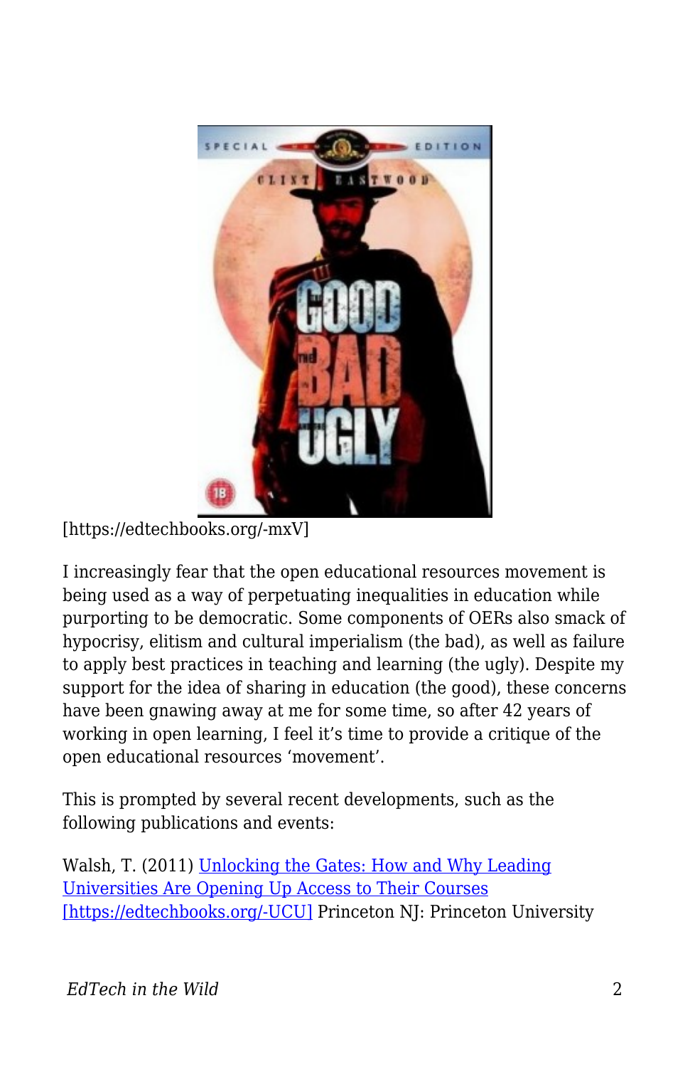[https://edtechbooks.org/-mxV]

I increasingly fear that the open educational resources movement is being used as a way of perpetuating inequalities in education while purporting to be democratic. Some components of OERs also smack of hypocrisy, elitism and cultural imperialism (the bad), as well as failure to apply best practices in teaching and learning (the ugly). Despite my support for the idea of sharing in education (the good), these concerns have been gnawing away at me for some time, so after 42 years of working in open learning, I feel it's time to provide a critique of the open educational resources 'movement'.

This is prompted by several recent developments, such as the following publications and events:

Walsh, T. (2011) [Unlocking the Gates: How and Why Leading Universities Are Opening Up Access to Their Courses [https://edtechbooks.org/-UCU]](https://edtechbooks.org/-UCU) Princeton NJ: Princeton University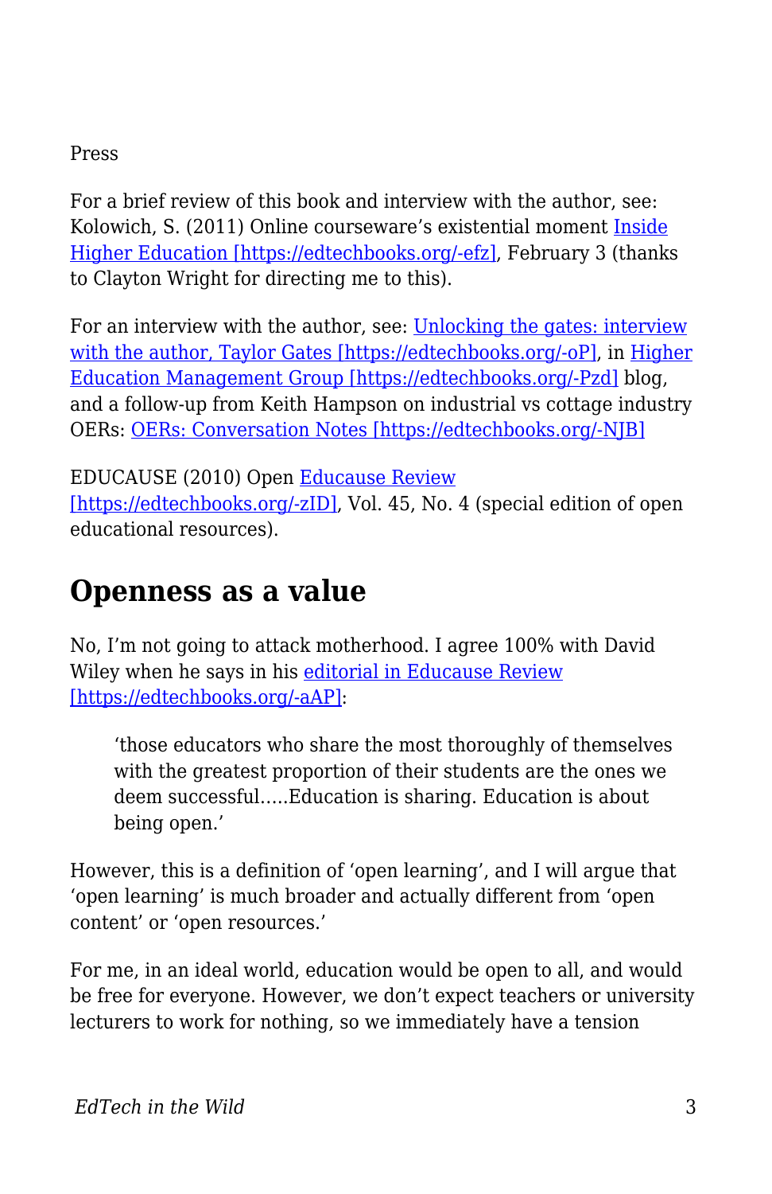Press

For a brief review of this book and interview with the author, see: Kolowich, S. (2011) Online courseware's existential moment [Inside Higher Education [https://edtechbooks.org/-efz]](https://edtechbooks.org/-efz), February 3 (thanks to Clayton Wright for directing me to this).

For an interview with the author, see: [Unlocking the gates: interview with the author, Taylor Gates [https://edtechbooks.org/-oP]](https://edtechbooks.org/-oP), in [Higher Education Management Group [https://edtechbooks.org/-Pzd]](https://edtechbooks.org/-Pzd) blog, and a follow-up from Keith Hampson on industrial vs cottage industry OERs: [OERs: Conversation Notes [https://edtechbooks.org/-NJB]](https://edtechbooks.org/-NJB)

EDUCAUSE (2010) Open [Educause Review [https://edtechbooks.org/-zID]](https://edtechbooks.org/-zID), Vol. 45, No. 4 (special edition of open educational resources).

## Openness as a value

No, I'm not going to attack motherhood. I agree 100% with David Wiley when he says in his [editorial in Educause Review [https://edtechbooks.org/-aAP]](https://edtechbooks.org/-aAP):

> 'those educators who share the most thoroughly of themselves with the greatest proportion of their students are the ones we deem successful.....Education is sharing. Education is about being open.'

However, this is a definition of 'open learning', and I will argue that 'open learning' is much broader and actually different from 'open content' or 'open resources.'

For me, in an ideal world, education would be open to all, and would be free for everyone. However, we don't expect teachers or university lecturers to work for nothing, so we immediately have a tension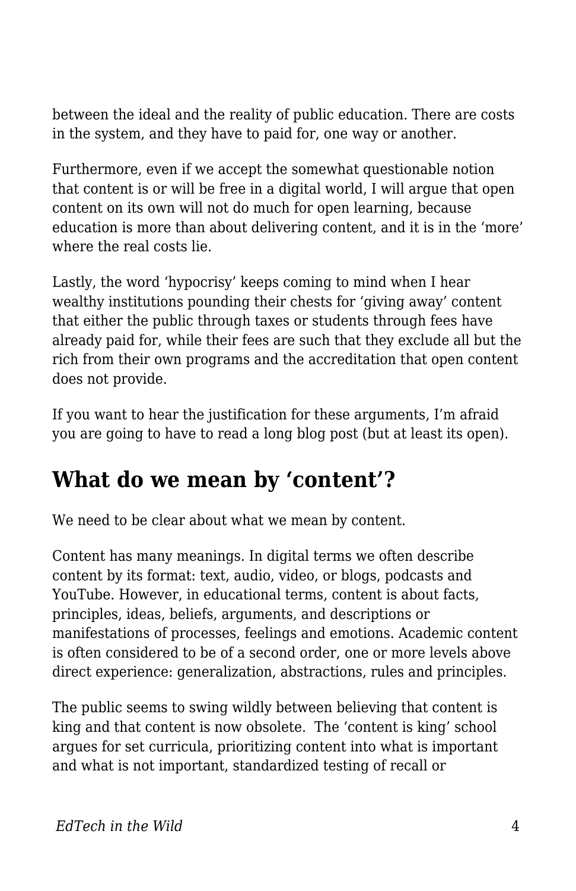between the ideal and the reality of public education. There are costs in the system, and they have to paid for, one way or another.

Furthermore, even if we accept the somewhat questionable notion that content is or will be free in a digital world, I will argue that open content on its own will not do much for open learning, because education is more than about delivering content, and it is in the 'more' where the real costs lie.

Lastly, the word 'hypocrisy' keeps coming to mind when I hear wealthy institutions pounding their chests for 'giving away' content that either the public through taxes or students through fees have already paid for, while their fees are such that they exclude all but the rich from their own programs and the accreditation that open content does not provide.

If you want to hear the justification for these arguments, I'm afraid you are going to have to read a long blog post (but at least its open).

## What do we mean by 'content'?

We need to be clear about what we mean by content.

Content has many meanings. In digital terms we often describe content by its format: text, audio, video, or blogs, podcasts and YouTube. However, in educational terms, content is about facts, principles, ideas, beliefs, arguments, and descriptions or manifestations of processes, feelings and emotions. Academic content is often considered to be of a second order, one or more levels above direct experience: generalization, abstractions, rules and principles.

The public seems to swing wildly between believing that content is king and that content is now obsolete.  The 'content is king' school argues for set curricula, prioritizing content into what is important and what is not important, standardized testing of recall or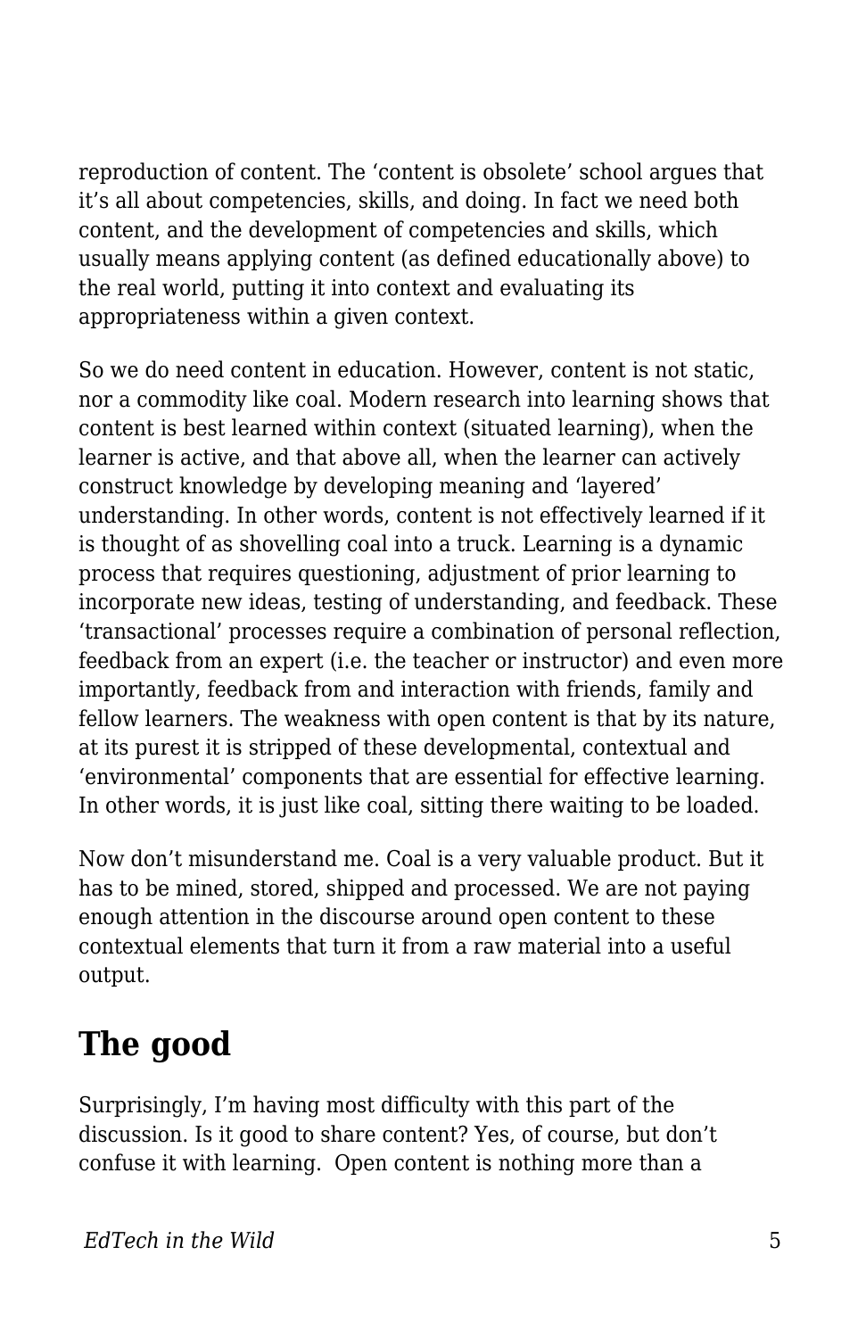reproduction of content. The ‘content is obsolete’ school argues that it’s all about competencies, skills, and doing. In fact we need both content, and the development of competencies and skills, which usually means applying content (as defined educationally above) to the real world, putting it into context and evaluating its appropriateness within a given context.

So we do need content in education. However, content is not static, nor a commodity like coal. Modern research into learning shows that content is best learned within context (situated learning), when the learner is active, and that above all, when the learner can actively construct knowledge by developing meaning and ‘layered’ understanding. In other words, content is not effectively learned if it is thought of as shovelling coal into a truck. Learning is a dynamic process that requires questioning, adjustment of prior learning to incorporate new ideas, testing of understanding, and feedback. These ‘transactional’ processes require a combination of personal reflection, feedback from an expert (i.e. the teacher or instructor) and even more importantly, feedback from and interaction with friends, family and fellow learners. The weakness with open content is that by its nature, at its purest it is stripped of these developmental, contextual and ‘environmental’ components that are essential for effective learning. In other words, it is just like coal, sitting there waiting to be loaded.

Now don’t misunderstand me. Coal is a very valuable product. But it has to be mined, stored, shipped and processed. We are not paying enough attention in the discourse around open content to these contextual elements that turn it from a raw material into a useful output.

## The good

Surprisingly, I’m having most difficulty with this part of the discussion. Is it good to share content? Yes, of course, but don’t confuse it with learning. Open content is nothing more than a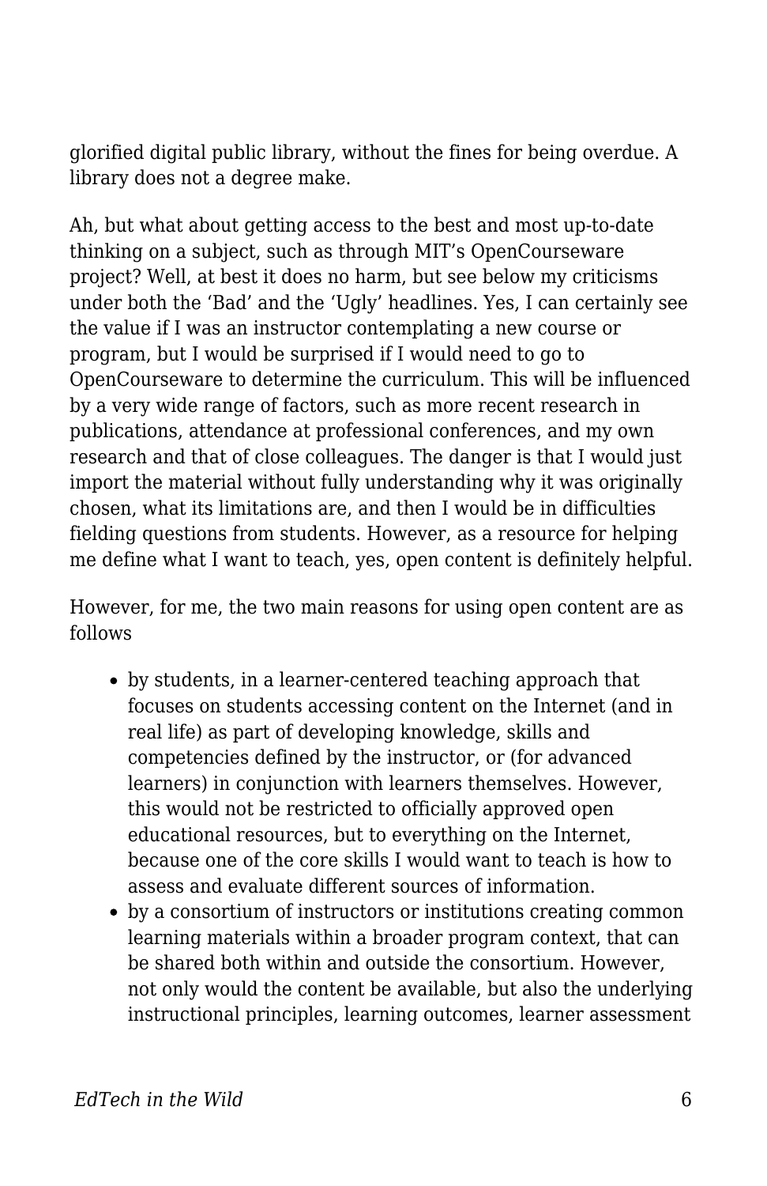glorified digital public library, without the fines for being overdue. A library does not a degree make.

Ah, but what about getting access to the best and most up-to-date thinking on a subject, such as through MIT's OpenCourseware project? Well, at best it does no harm, but see below my criticisms under both the 'Bad' and the 'Ugly' headlines. Yes, I can certainly see the value if I was an instructor contemplating a new course or program, but I would be surprised if I would need to go to OpenCourseware to determine the curriculum. This will be influenced by a very wide range of factors, such as more recent research in publications, attendance at professional conferences, and my own research and that of close colleagues. The danger is that I would just import the material without fully understanding why it was originally chosen, what its limitations are, and then I would be in difficulties fielding questions from students. However, as a resource for helping me define what I want to teach, yes, open content is definitely helpful.

However, for me, the two main reasons for using open content are as follows

- by students, in a learner-centered teaching approach that focuses on students accessing content on the Internet (and in real life) as part of developing knowledge, skills and competencies defined by the instructor, or (for advanced learners) in conjunction with learners themselves. However, this would not be restricted to officially approved open educational resources, but to everything on the Internet, because one of the core skills I would want to teach is how to assess and evaluate different sources of information.
- by a consortium of instructors or institutions creating common learning materials within a broader program context, that can be shared both within and outside the consortium. However, not only would the content be available, but also the underlying instructional principles, learning outcomes, learner assessment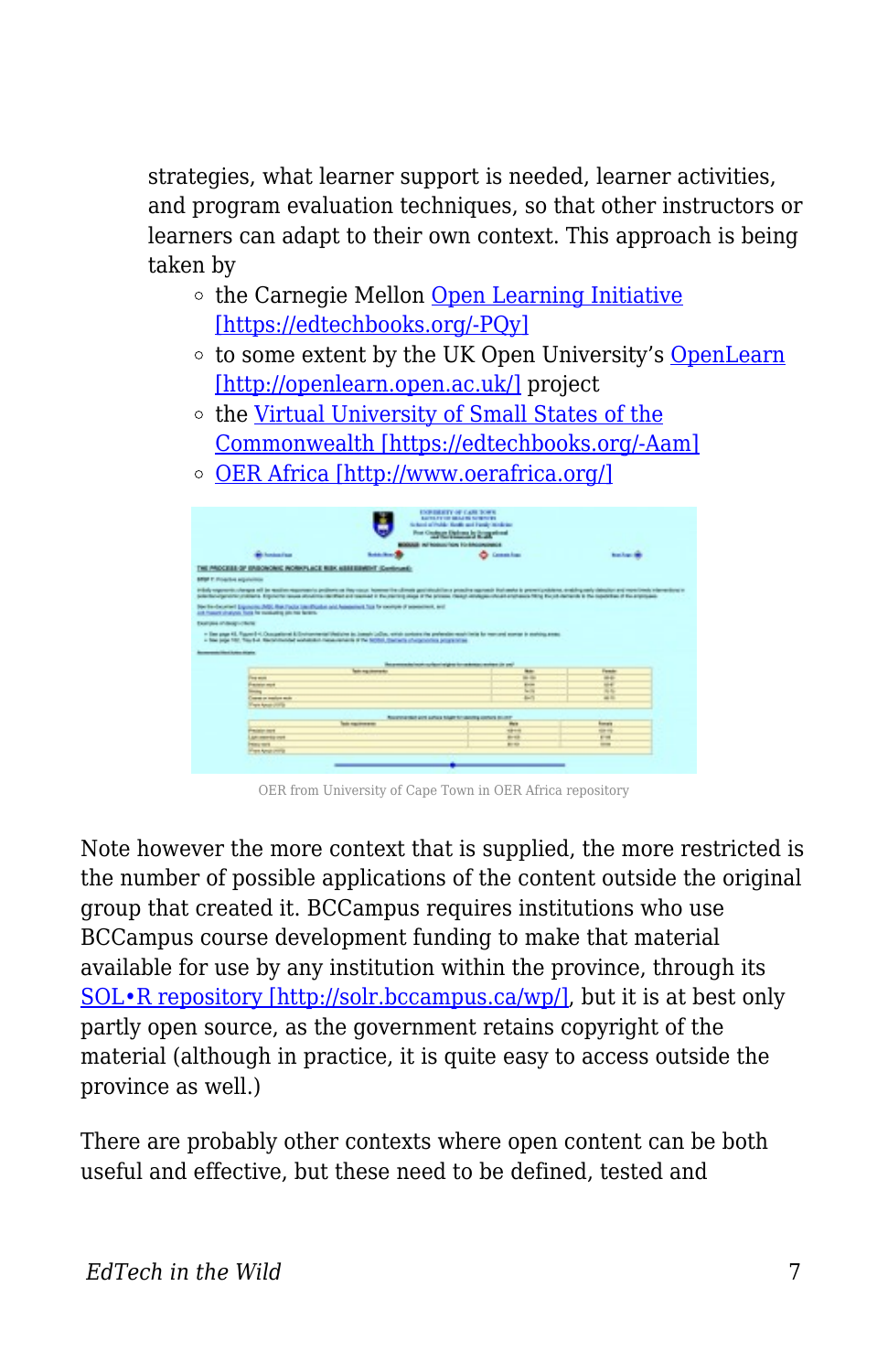strategies, what learner support is needed, learner activities, and program evaluation techniques, so that other instructors or learners can adapt to their own context. This approach is being taken by

- the Carnegie Mellon Open Learning Initiative [https://edtechbooks.org/-PQy]
- to some extent by the UK Open University's OpenLearn [http://openlearn.open.ac.uk/] project
- the Virtual University of Small States of the Commonwealth [https://edtechbooks.org/-Aam]
- OER Africa [http://www.oerafrica.org/]

OER from University of Cape Town in OER Africa repository

Note however the more context that is supplied, the more restricted is the number of possible applications of the content outside the original group that created it. BCCampus requires institutions who use BCCampus course development funding to make that material available for use by any institution within the province, through its SOL•R repository [http://solr.bccampus.ca/wp/], but it is at best only partly open source, as the government retains copyright of the material (although in practice, it is quite easy to access outside the province as well.)

There are probably other contexts where open content can be both useful and effective, but these need to be defined, tested and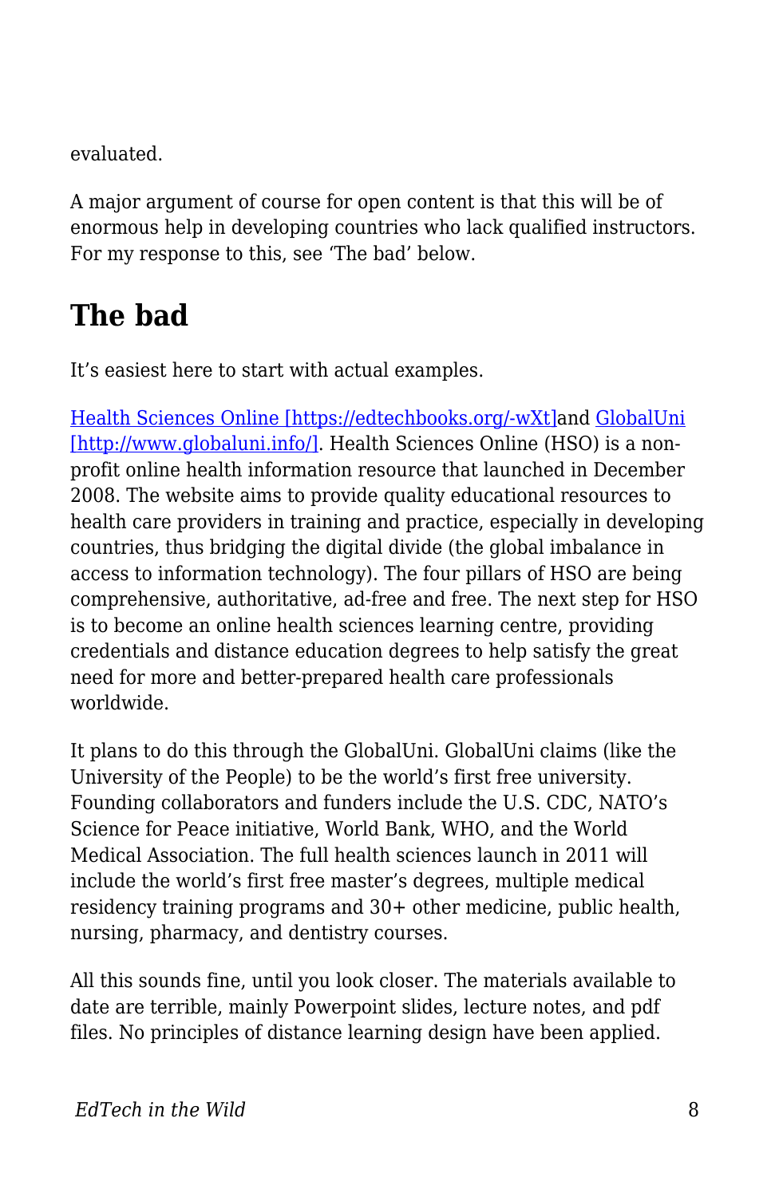evaluated.

A major argument of course for open content is that this will be of enormous help in developing countries who lack qualified instructors. For my response to this, see ‘The bad’ below.

## The bad

It’s easiest here to start with actual examples.

[Health Sciences Online [https://edtechbooks.org/-wXt]](https://edtechbooks.org/-wXt)and [GlobalUni [http://www.globaluni.info/]](http://www.globaluni.info/). Health Sciences Online (HSO) is a non-profit online health information resource that launched in December 2008. The website aims to provide quality educational resources to health care providers in training and practice, especially in developing countries, thus bridging the digital divide (the global imbalance in access to information technology). The four pillars of HSO are being comprehensive, authoritative, ad-free and free. The next step for HSO is to become an online health sciences learning centre, providing credentials and distance education degrees to help satisfy the great need for more and better-prepared health care professionals worldwide.

It plans to do this through the GlobalUni. GlobalUni claims (like the University of the People) to be the world’s first free university. Founding collaborators and funders include the U.S. CDC, NATO’s Science for Peace initiative, World Bank, WHO, and the World Medical Association. The full health sciences launch in 2011 will include the world’s first free master’s degrees, multiple medical residency training programs and 30+ other medicine, public health, nursing, pharmacy, and dentistry courses.

All this sounds fine, until you look closer. The materials available to date are terrible, mainly Powerpoint slides, lecture notes, and pdf files. No principles of distance learning design have been applied.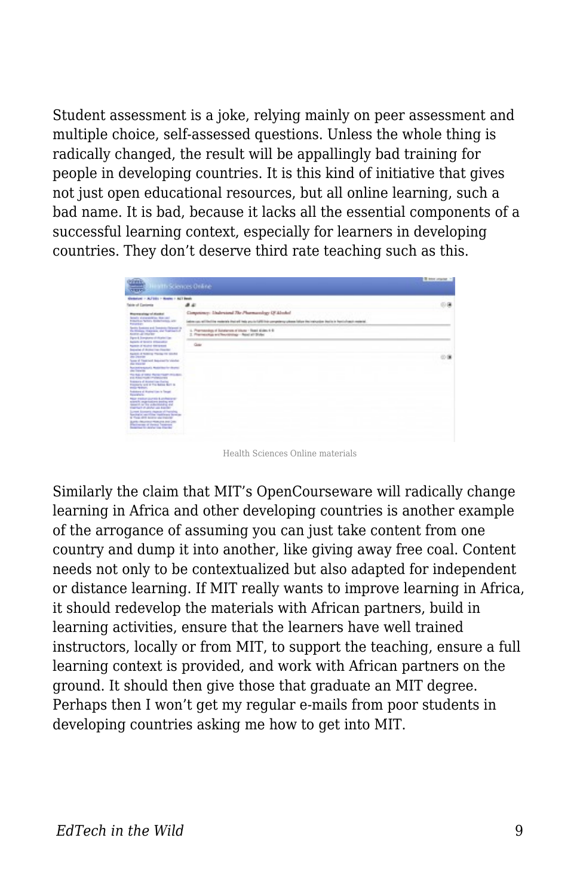Student assessment is a joke, relying mainly on peer assessment and multiple choice, self-assessed questions. Unless the whole thing is radically changed, the result will be appallingly bad training for people in developing countries. It is this kind of initiative that gives not just open educational resources, but all online learning, such a bad name. It is bad, because it lacks all the essential components of a successful learning context, especially for learners in developing countries. They don't deserve third rate teaching such as this.

Health Sciences Online materials

Similarly the claim that MIT's OpenCourseware will radically change learning in Africa and other developing countries is another example of the arrogance of assuming you can just take content from one country and dump it into another, like giving away free coal. Content needs not only to be contextualized but also adapted for independent or distance learning. If MIT really wants to improve learning in Africa, it should redevelop the materials with African partners, build in learning activities, ensure that the learners have well trained instructors, locally or from MIT, to support the teaching, ensure a full learning context is provided, and work with African partners on the ground. It should then give those that graduate an MIT degree. Perhaps then I won't get my regular e-mails from poor students in developing countries asking me how to get into MIT.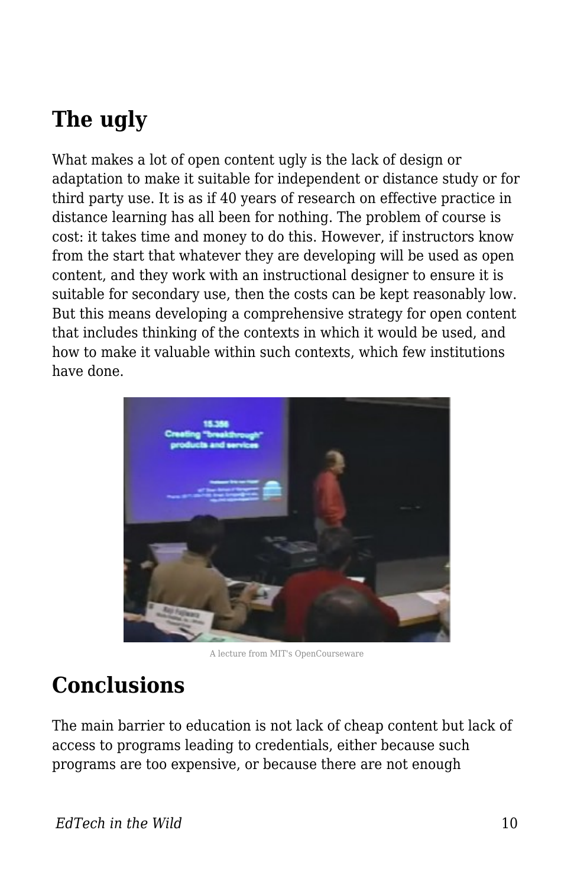## The ugly

What makes a lot of open content ugly is the lack of design or adaptation to make it suitable for independent or distance study or for third party use. It is as if 40 years of research on effective practice in distance learning has all been for nothing. The problem of course is cost: it takes time and money to do this. However, if instructors know from the start that whatever they are developing will be used as open content, and they work with an instructional designer to ensure it is suitable for secondary use, then the costs can be kept reasonably low. But this means developing a comprehensive strategy for open content that includes thinking of the contexts in which it would be used, and how to make it valuable within such contexts, which few institutions have done.

A lecture from MIT's OpenCourseware

## Conclusions

The main barrier to education is not lack of cheap content but lack of access to programs leading to credentials, either because such programs are too expensive, or because there are not enough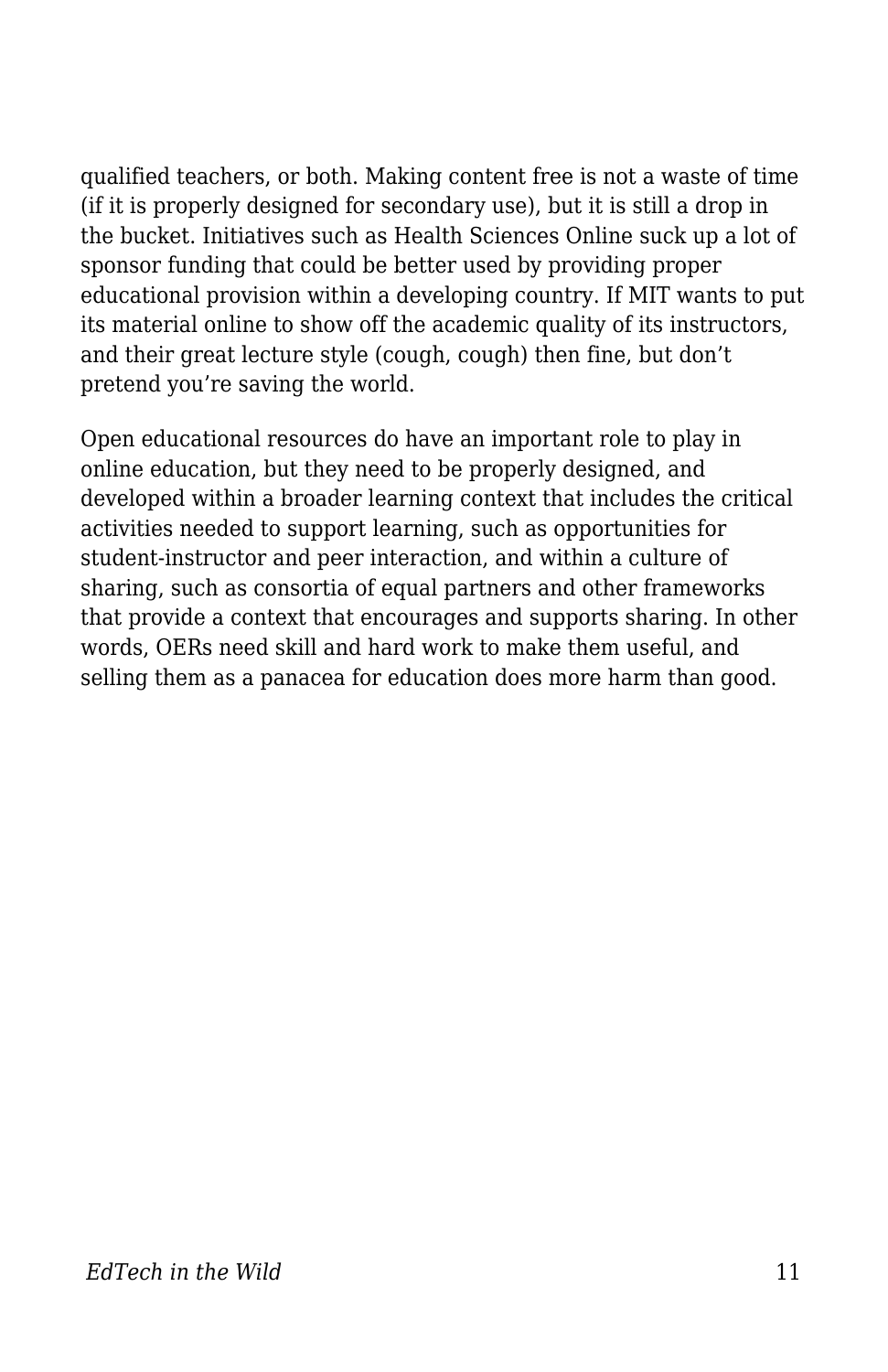qualified teachers, or both. Making content free is not a waste of time (if it is properly designed for secondary use), but it is still a drop in the bucket. Initiatives such as Health Sciences Online suck up a lot of sponsor funding that could be better used by providing proper educational provision within a developing country. If MIT wants to put its material online to show off the academic quality of its instructors, and their great lecture style (cough, cough) then fine, but don't pretend you're saving the world.

Open educational resources do have an important role to play in online education, but they need to be properly designed, and developed within a broader learning context that includes the critical activities needed to support learning, such as opportunities for student-instructor and peer interaction, and within a culture of sharing, such as consortia of equal partners and other frameworks that provide a context that encourages and supports sharing. In other words, OERs need skill and hard work to make them useful, and selling them as a panacea for education does more harm than good.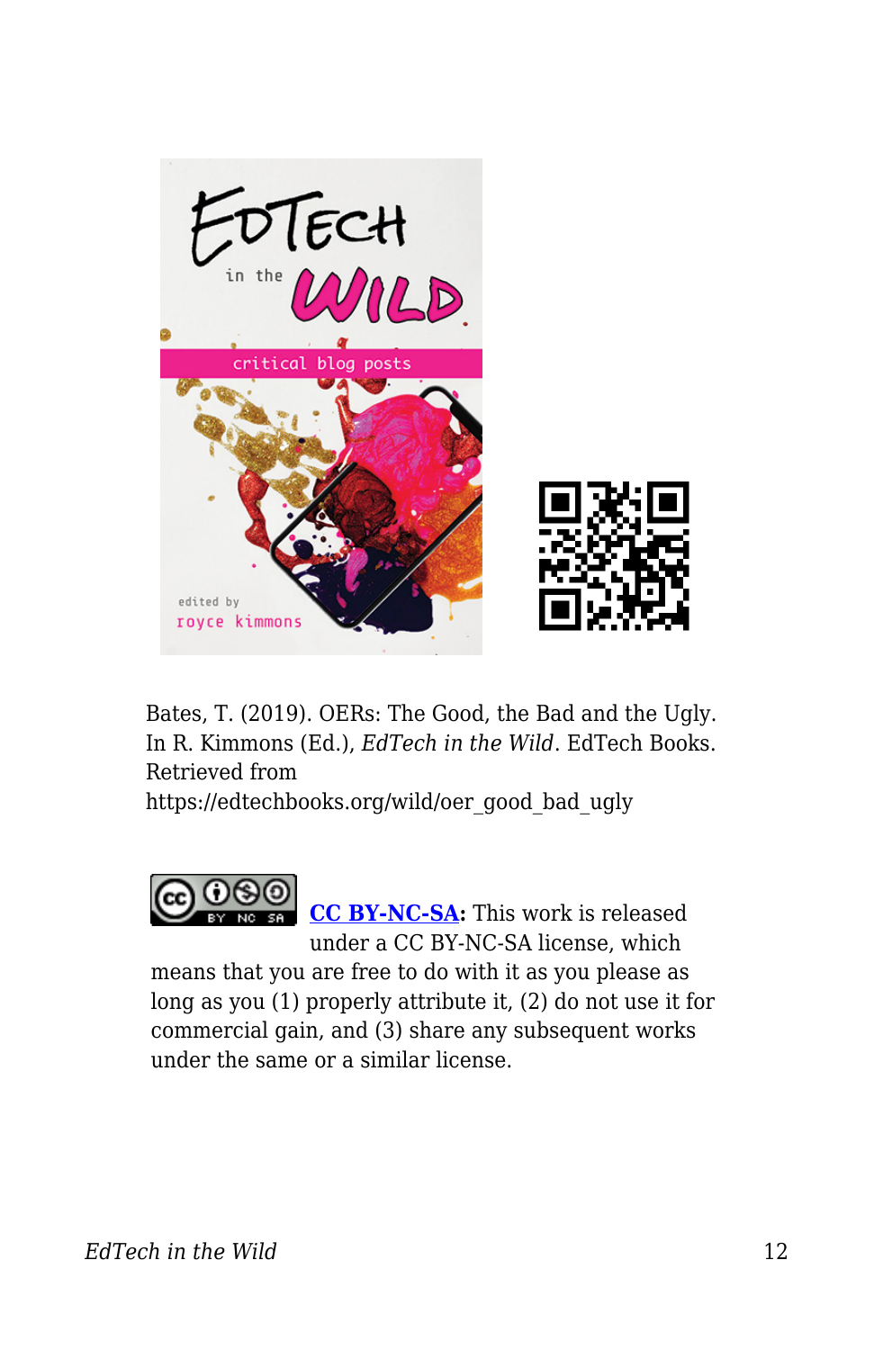Bates, T. (2019). OERs: The Good, the Bad and the Ugly. In R. Kimmons (Ed.), *EdTech in the Wild*. EdTech Books. Retrieved from https://edtechbooks.org/wild/oer_good_bad_ugly

**CC BY-NC-SA:** This work is released under a CC BY-NC-SA license, which means that you are free to do with it as you please as long as you (1) properly attribute it, (2) do not use it for commercial gain, and (3) share any subsequent works under the same or a similar license.